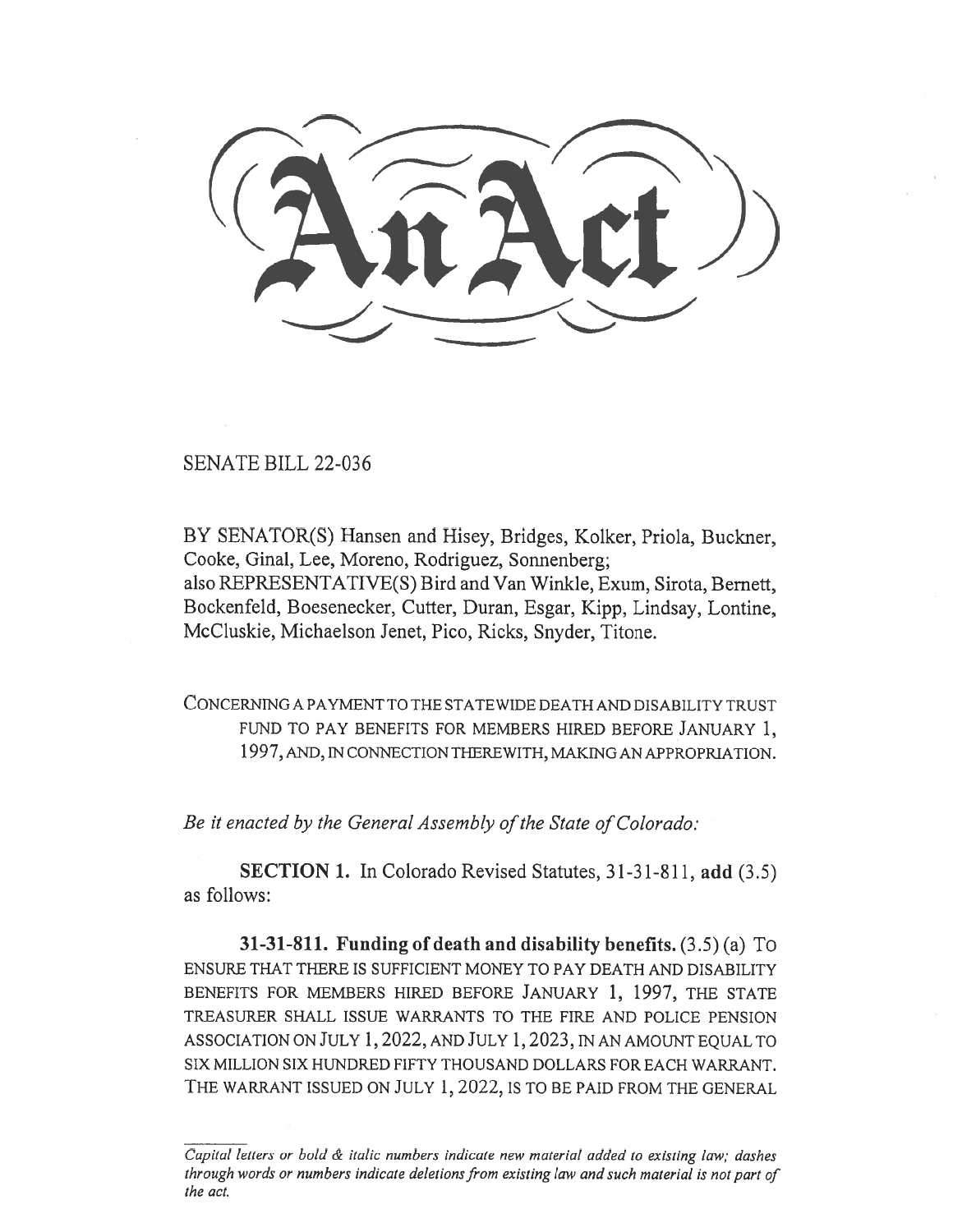# An Act

SENATE BILL 22-036

BY SENATOR(S) Hansen and Hisey, Bridges, Kolker, Priola, Buckner, Cooke, Ginal, Lee, Moreno, Rodriguez, Sonnenberg;
also REPRESENTATIVE(S) Bird and Van Winkle, Exum, Sirota, Bernett, Bockenfeld, Boesenecker, Cutter, Duran, Esgar, Kipp, Lindsay, Lontine, McCluskie, Michaelson Jenet, Pico, Ricks, Snyder, Titone.

CONCERNING A PAYMENT TO THE STATEWIDE DEATH AND DISABILITY TRUST FUND TO PAY BENEFITS FOR MEMBERS HIRED BEFORE JANUARY 1, 1997, AND, IN CONNECTION THEREWITH, MAKING AN APPROPRIATION.

*Be it enacted by the General Assembly of the State of Colorado:*

**SECTION 1.** In Colorado Revised Statutes, 31-31-811, **add** (3.5) as follows:

**31-31-811. Funding of death and disability benefits.** (3.5) (a) TO ENSURE THAT THERE IS SUFFICIENT MONEY TO PAY DEATH AND DISABILITY BENEFITS FOR MEMBERS HIRED BEFORE JANUARY 1, 1997, THE STATE TREASURER SHALL ISSUE WARRANTS TO THE FIRE AND POLICE PENSION ASSOCIATION ON JULY 1, 2022, AND JULY 1, 2023, IN AN AMOUNT EQUAL TO SIX MILLION SIX HUNDRED FIFTY THOUSAND DOLLARS FOR EACH WARRANT. THE WARRANT ISSUED ON JULY 1, 2022, IS TO BE PAID FROM THE GENERAL

*Capital letters or bold & italic numbers indicate new material added to existing law; dashes through words or numbers indicate deletions from existing law and such material is not part of the act.*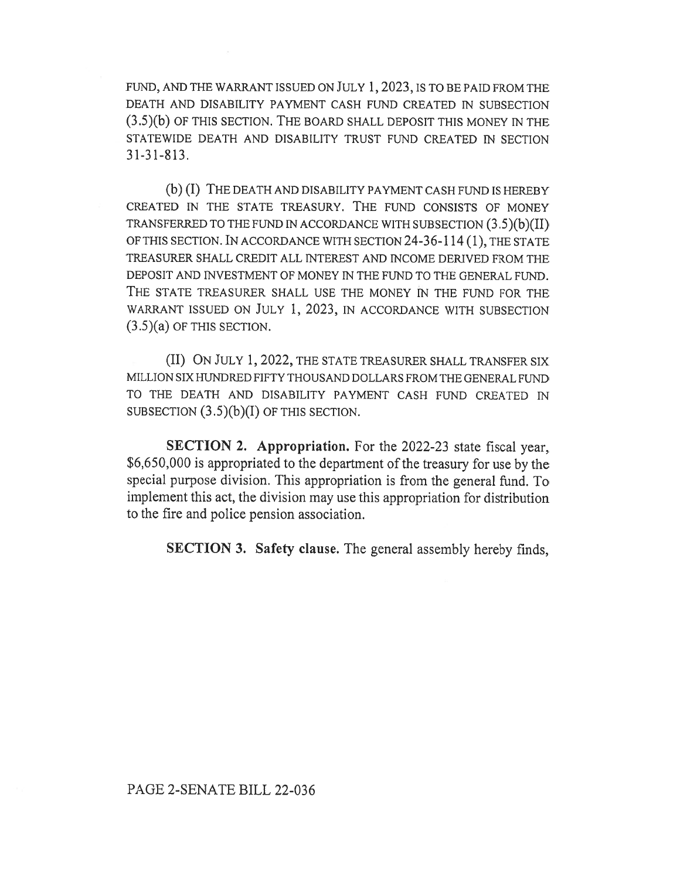FUND, AND THE WARRANT ISSUED ON JULY 1, 2023, IS TO BE PAID FROM THE DEATH AND DISABILITY PAYMENT CASH FUND CREATED IN SUBSECTION (3.5)(b) OF THIS SECTION. THE BOARD SHALL DEPOSIT THIS MONEY IN THE STATEWIDE DEATH AND DISABILITY TRUST FUND CREATED IN SECTION 31-31-813.

(b) (I) THE DEATH AND DISABILITY PAYMENT CASH FUND IS HEREBY CREATED IN THE STATE TREASURY. THE FUND CONSISTS OF MONEY TRANSFERRED TO THE FUND IN ACCORDANCE WITH SUBSECTION (3.5)(b)(II) OF THIS SECTION. IN ACCORDANCE WITH SECTION 24-36-114 (1), THE STATE TREASURER SHALL CREDIT ALL INTEREST AND INCOME DERIVED FROM THE DEPOSIT AND INVESTMENT OF MONEY IN THE FUND TO THE GENERAL FUND. THE STATE TREASURER SHALL USE THE MONEY IN THE FUND FOR THE WARRANT ISSUED ON JULY 1, 2023, IN ACCORDANCE WITH SUBSECTION (3.5)(a) OF THIS SECTION.

(II) ON JULY 1, 2022, THE STATE TREASURER SHALL TRANSFER SIX MILLION SIX HUNDRED FIFTY THOUSAND DOLLARS FROM THE GENERAL FUND TO THE DEATH AND DISABILITY PAYMENT CASH FUND CREATED IN SUBSECTION (3.5)(b)(I) OF THIS SECTION.

**SECTION 2. Appropriation.** For the 2022-23 state fiscal year, $6,650,000 is appropriated to the department of the treasury for use by the special purpose division. This appropriation is from the general fund. To implement this act, the division may use this appropriation for distribution to the fire and police pension association.

**SECTION 3. Safety clause.** The general assembly hereby finds,

PAGE 2-SENATE BILL 22-036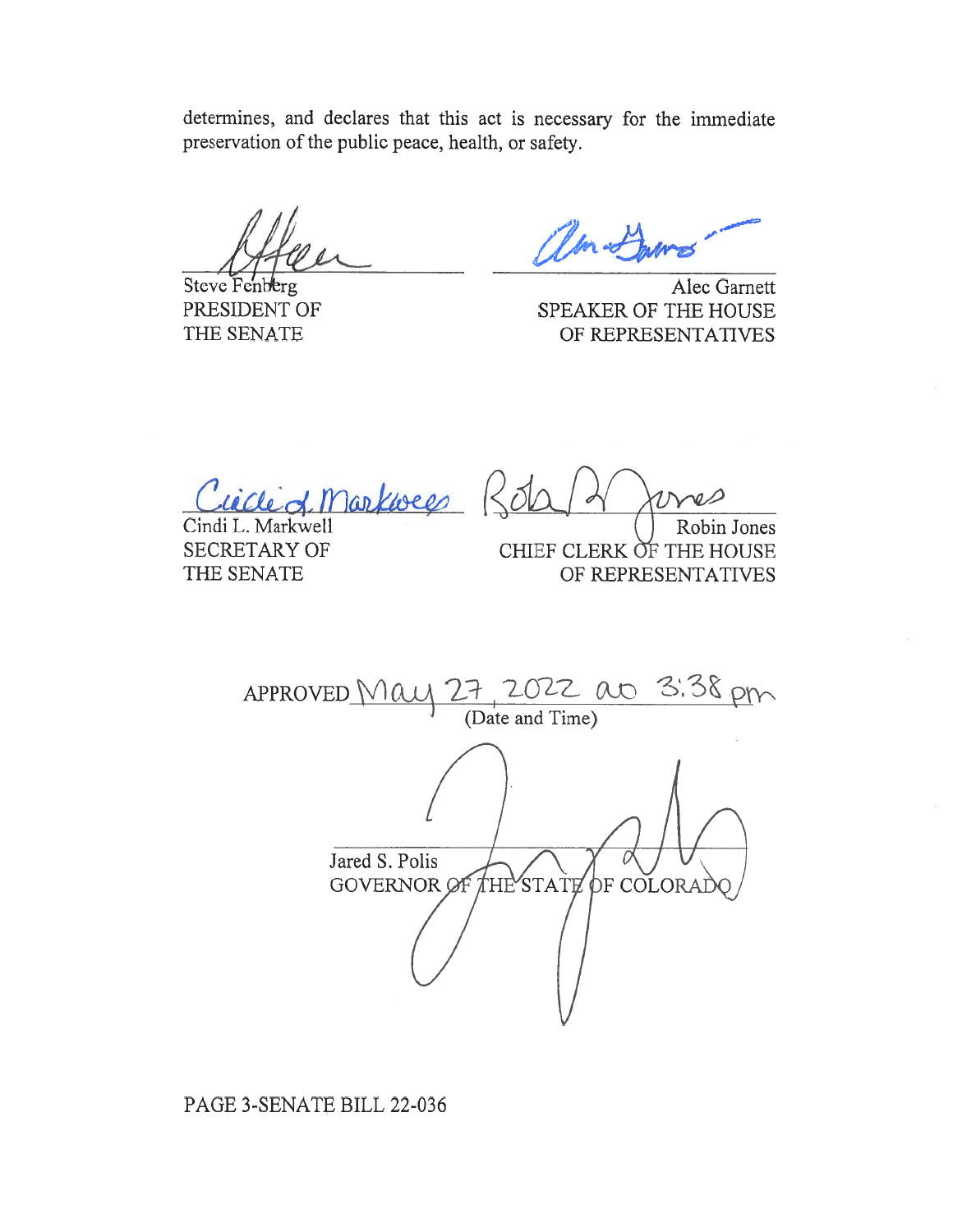determines, and declares that this act is necessary for the immediate preservation of the public peace, health, or safety.

Steve Fenberg
PRESIDENT OF
THE SENATE

Alec Garnett
SPEAKER OF THE HOUSE
OF REPRESENTATIVES

Cindi L. Markwell
SECRETARY OF
THE SENATE

Robin Jones
CHIEF CLERK OF THE HOUSE
OF REPRESENTATIVES

APPROVED May 27, 2022 at 3:38 pm
(Date and Time)

Jared S. Polis
GOVERNOR OF THE STATE OF COLORADO

PAGE 3-SENATE BILL 22-036